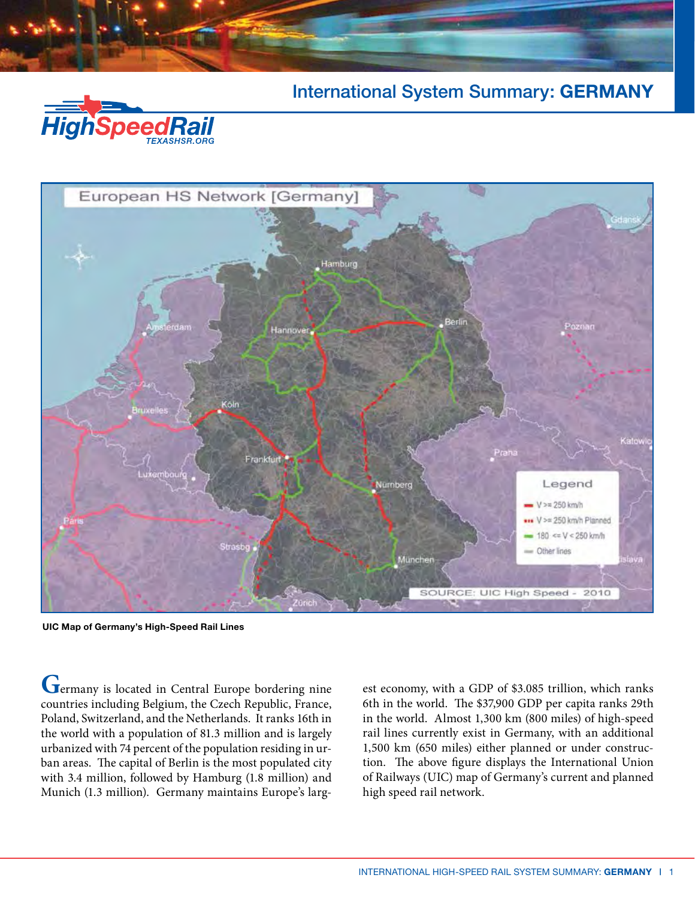# International System Summary: GERMANY

UIC Map of Germany's High-Speed Rail Lines

Germany is located in Central Europe bordering nine countries including Belgium, the Czech Republic, France, Poland, Switzerland, and the Netherlands. It ranks 16th in the world with a population of 81.3 million and is largely urbanized with 74 percent of the population residing in urban areas. The capital of Berlin is the most populated city with 3.4 million, followed by Hamburg (1.8 million) and Munich (1.3 million). Germany maintains Europe's largest economy, with a GDP of $3.085 trillion, which ranks 6th in the world. The $37,900 GDP per capita ranks 29th in the world. Almost 1,300 km (800 miles) of high-speed rail lines currently exist in Germany, with an additional 1,500 km (650 miles) either planned or under construction. The above figure displays the International Union of Railways (UIC) map of Germany's current and planned high speed rail network.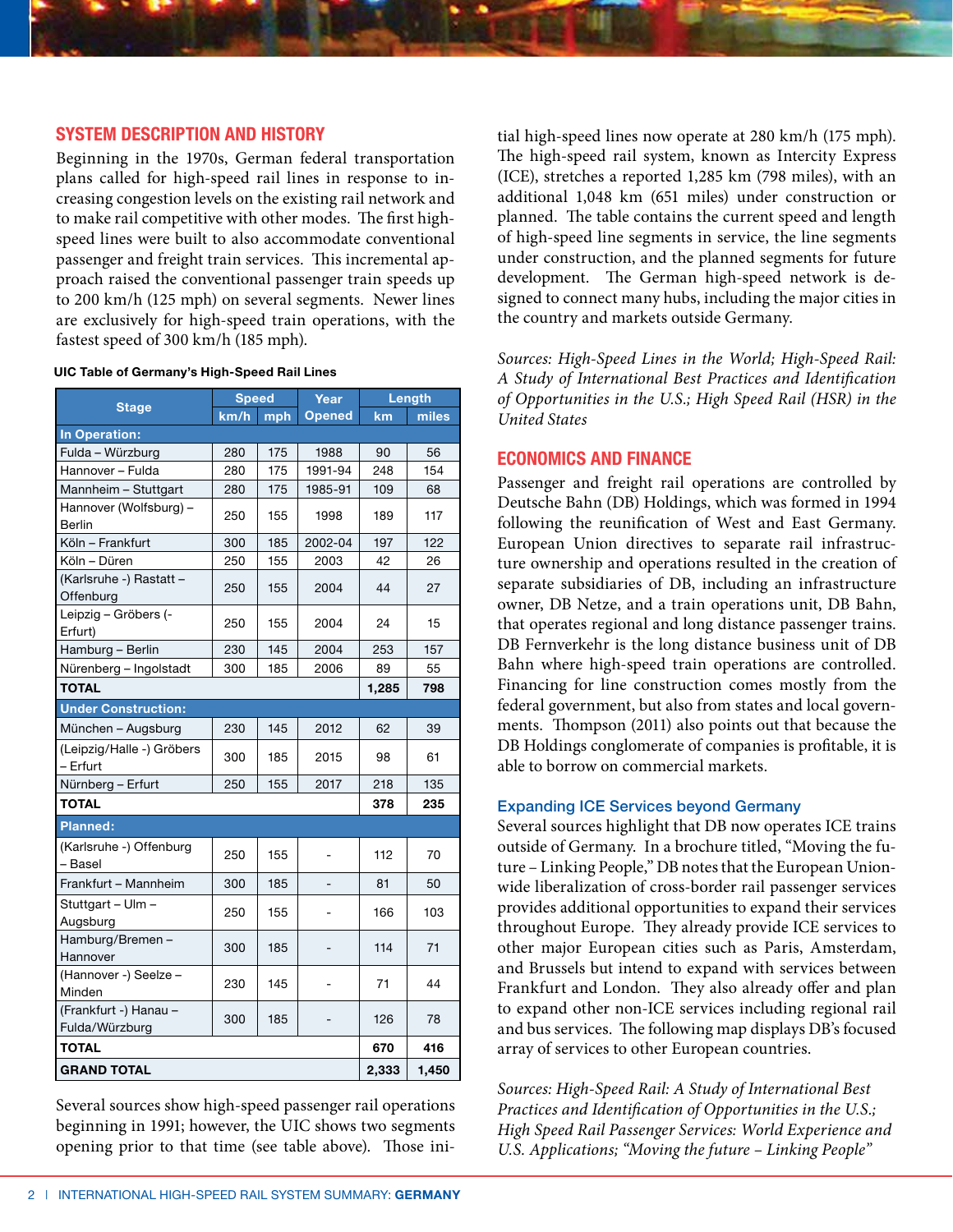## SYSTEM DESCRIPTION AND HISTORY

Beginning in the 1970s, German federal transportation plans called for high-speed rail lines in response to increasing congestion levels on the existing rail network and to make rail competitive with other modes. The first high-speed lines were built to also accommodate conventional passenger and freight train services. This incremental approach raised the conventional passenger train speeds up to 200 km/h (125 mph) on several segments. Newer lines are exclusively for high-speed train operations, with the fastest speed of 300 km/h (185 mph).

**UIC Table of Germany's High-Speed Rail Lines**

| Stage | Speed | | Year Opened | Length | |
|---|---|---|---|---|---|
| | km/h | mph | | km | miles |
| **In Operation:** | | | | | |
| Fulda – Würzburg | 280 | 175 | 1988 | 90 | 56 |
| Hannover – Fulda | 280 | 175 | 1991-94 | 248 | 154 |
| Mannheim – Stuttgart | 280 | 175 | 1985-91 | 109 | 68 |
| Hannover (Wolfsburg) – Berlin | 250 | 155 | 1998 | 189 | 117 |
| Köln – Frankfurt | 300 | 185 | 2002-04 | 197 | 122 |
| Köln – Düren | 250 | 155 | 2003 | 42 | 26 |
| (Karlsruhe -) Rastatt – Offenburg | 250 | 155 | 2004 | 44 | 27 |
| Leipzig – Gröbers (-Erfurt) | 250 | 155 | 2004 | 24 | 15 |
| Hamburg – Berlin | 230 | 145 | 2004 | 253 | 157 |
| Nürenberg – Ingolstadt | 300 | 185 | 2006 | 89 | 55 |
| **TOTAL** | | | | **1,285** | **798** |
| **Under Construction:** | | | | | |
| München – Augsburg | 230 | 145 | 2012 | 62 | 39 |
| (Leipzig/Halle -) Gröbers – Erfurt | 300 | 185 | 2015 | 98 | 61 |
| Nürnberg – Erfurt | 250 | 155 | 2017 | 218 | 135 |
| **TOTAL** | | | | **378** | **235** |
| **Planned:** | | | | | |
| (Karlsruhe -) Offenburg – Basel | 250 | 155 | - | 112 | 70 |
| Frankfurt – Mannheim | 300 | 185 | - | 81 | 50 |
| Stuttgart – Ulm – Augsburg | 250 | 155 | - | 166 | 103 |
| Hamburg/Bremen – Hannover | 300 | 185 | - | 114 | 71 |
| (Hannover -) Seelze – Minden | 230 | 145 | - | 71 | 44 |
| (Frankfurt -) Hanau – Fulda/Würzburg | 300 | 185 | - | 126 | 78 |
| **TOTAL** | | | | **670** | **416** |
| **GRAND TOTAL** | | | | **2,333** | **1,450** |

Several sources show high-speed passenger rail operations beginning in 1991; however, the UIC shows two segments opening prior to that time (see table above). Those initial high-speed lines now operate at 280 km/h (175 mph). The high-speed rail system, known as Intercity Express (ICE), stretches a reported 1,285 km (798 miles), with an additional 1,048 km (651 miles) under construction or planned. The table contains the current speed and length of high-speed line segments in service, the line segments under construction, and the planned segments for future development. The German high-speed network is designed to connect many hubs, including the major cities in the country and markets outside Germany.

*Sources: High-Speed Lines in the World; High-Speed Rail: A Study of International Best Practices and Identification of Opportunities in the U.S.; High Speed Rail (HSR) in the United States*

## ECONOMICS AND FINANCE

Passenger and freight rail operations are controlled by Deutsche Bahn (DB) Holdings, which was formed in 1994 following the reunification of West and East Germany. European Union directives to separate rail infrastructure ownership and operations resulted in the creation of separate subsidiaries of DB, including an infrastructure owner, DB Netze, and a train operations unit, DB Bahn, that operates regional and long distance passenger trains. DB Fernverkehr is the long distance business unit of DB Bahn where high-speed train operations are controlled. Financing for line construction comes mostly from the federal government, but also from states and local governments. Thompson (2011) also points out that because the DB Holdings conglomerate of companies is profitable, it is able to borrow on commercial markets.

### Expanding ICE Services beyond Germany

Several sources highlight that DB now operates ICE trains outside of Germany. In a brochure titled, "Moving the future – Linking People," DB notes that the European Union-wide liberalization of cross-border rail passenger services provides additional opportunities to expand their services throughout Europe. They already provide ICE services to other major European cities such as Paris, Amsterdam, and Brussels but intend to expand with services between Frankfurt and London. They also already offer and plan to expand other non-ICE services including regional rail and bus services. The following map displays DB's focused array of services to other European countries.

*Sources: High-Speed Rail: A Study of International Best Practices and Identification of Opportunities in the U.S.; High Speed Rail Passenger Services: World Experience and U.S. Applications; "Moving the future – Linking People"*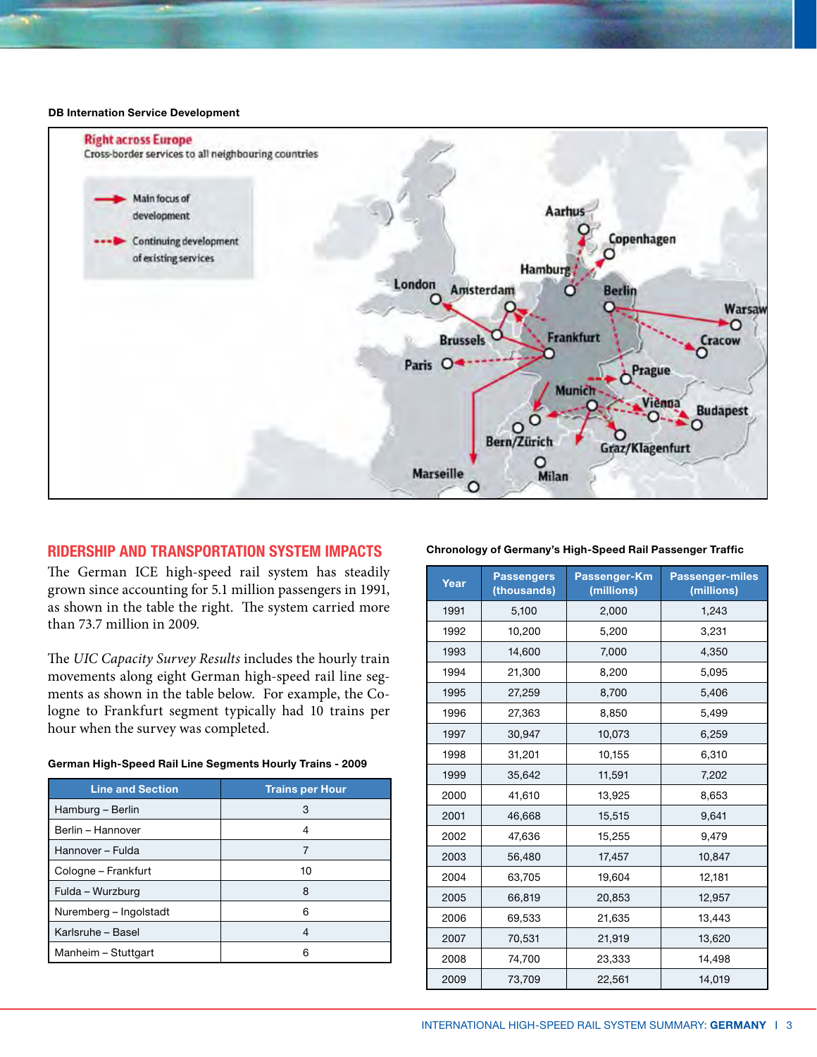**DB Internation Service Development**

## RIDERSHIP AND TRANSPORTATION SYSTEM IMPACTS

The German ICE high-speed rail system has steadily grown since accounting for 5.1 million passengers in 1991, as shown in the table the right. The system carried more than 73.7 million in 2009.

The *UIC Capacity Survey Results* includes the hourly train movements along eight German high-speed rail line segments as shown in the table below. For example, the Cologne to Frankfurt segment typically had 10 trains per hour when the survey was completed.

**German High-Speed Rail Line Segments Hourly Trains - 2009**

| Line and Section | Trains per Hour |
|---|---|
| Hamburg – Berlin | 3 |
| Berlin – Hannover | 4 |
| Hannover – Fulda | 7 |
| Cologne – Frankfurt | 10 |
| Fulda – Wurzburg | 8 |
| Nuremberg – Ingolstadt | 6 |
| Karlsruhe – Basel | 4 |
| Manheim – Stuttgart | 6 |

**Chronology of Germany's High-Speed Rail Passenger Traffic**

| Year | Passengers (thousands) | Passenger-Km (millions) | Passenger-miles (millions) |
|---|---|---|---|
| 1991 | 5,100 | 2,000 | 1,243 |
| 1992 | 10,200 | 5,200 | 3,231 |
| 1993 | 14,600 | 7,000 | 4,350 |
| 1994 | 21,300 | 8,200 | 5,095 |
| 1995 | 27,259 | 8,700 | 5,406 |
| 1996 | 27,363 | 8,850 | 5,499 |
| 1997 | 30,947 | 10,073 | 6,259 |
| 1998 | 31,201 | 10,155 | 6,310 |
| 1999 | 35,642 | 11,591 | 7,202 |
| 2000 | 41,610 | 13,925 | 8,653 |
| 2001 | 46,668 | 15,515 | 9,641 |
| 2002 | 47,636 | 15,255 | 9,479 |
| 2003 | 56,480 | 17,457 | 10,847 |
| 2004 | 63,705 | 19,604 | 12,181 |
| 2005 | 66,819 | 20,853 | 12,957 |
| 2006 | 69,533 | 21,635 | 13,443 |
| 2007 | 70,531 | 21,919 | 13,620 |
| 2008 | 74,700 | 23,333 | 14,498 |
| 2009 | 73,709 | 22,561 | 14,019 |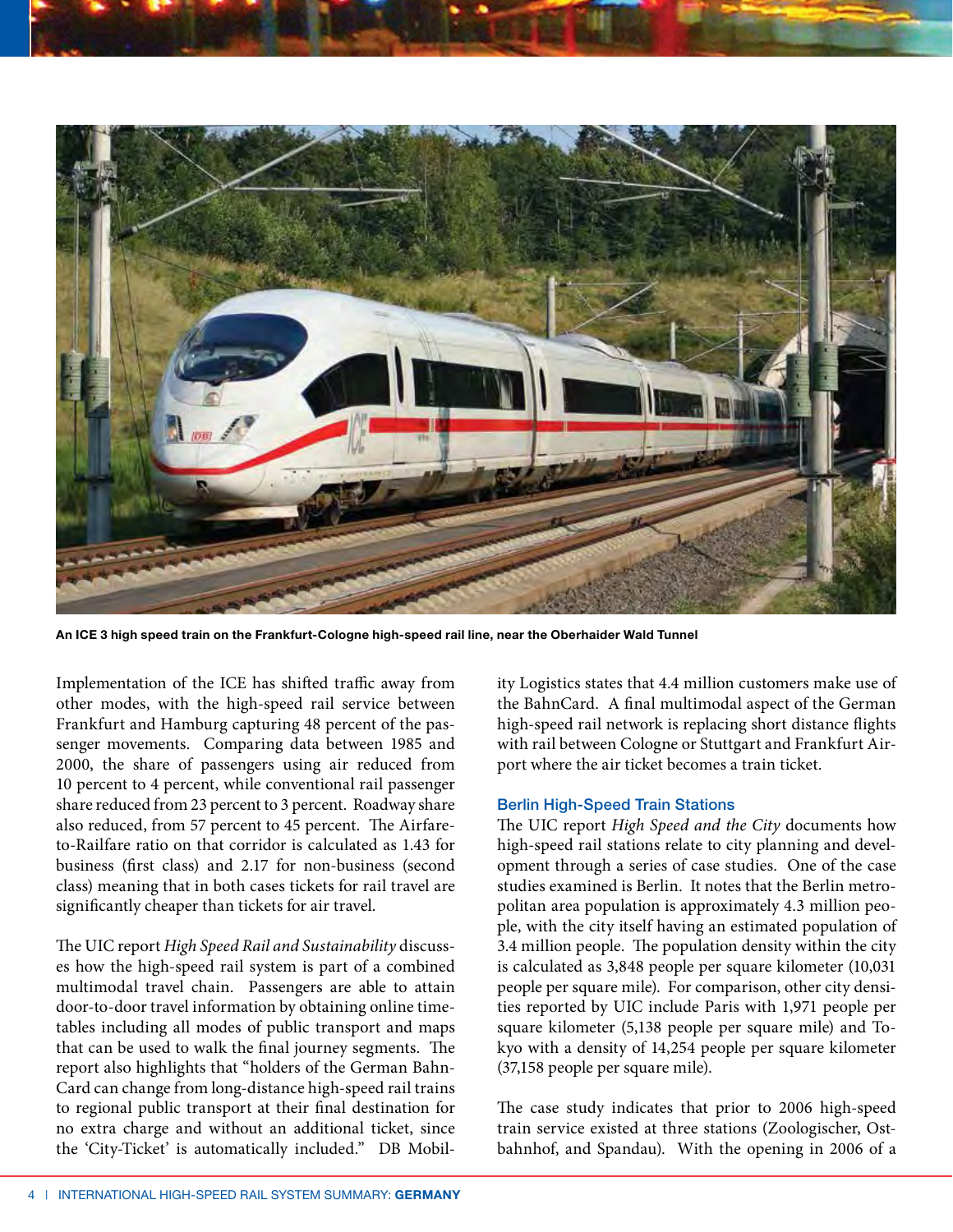An ICE 3 high speed train on the Frankfurt-Cologne high-speed rail line, near the Oberhaider Wald Tunnel

Implementation of the ICE has shifted traffic away from other modes, with the high-speed rail service between Frankfurt and Hamburg capturing 48 percent of the passenger movements. Comparing data between 1985 and 2000, the share of passengers using air reduced from 10 percent to 4 percent, while conventional rail passenger share reduced from 23 percent to 3 percent. Roadway share also reduced, from 57 percent to 45 percent. The Airfare-to-Railfare ratio on that corridor is calculated as 1.43 for business (first class) and 2.17 for non-business (second class) meaning that in both cases tickets for rail travel are significantly cheaper than tickets for air travel.

The UIC report *High Speed Rail and Sustainability* discusses how the high-speed rail system is part of a combined multimodal travel chain. Passengers are able to attain door-to-door travel information by obtaining online timetables including all modes of public transport and maps that can be used to walk the final journey segments. The report also highlights that "holders of the German BahnCard can change from long-distance high-speed rail trains to regional public transport at their final destination for no extra charge and without an additional ticket, since the 'City-Ticket' is automatically included." DB Mobility Logistics states that 4.4 million customers make use of the BahnCard. A final multimodal aspect of the German high-speed rail network is replacing short distance flights with rail between Cologne or Stuttgart and Frankfurt Airport where the air ticket becomes a train ticket.

### Berlin High-Speed Train Stations

The UIC report *High Speed and the City* documents how high-speed rail stations relate to city planning and development through a series of case studies. One of the case studies examined is Berlin. It notes that the Berlin metropolitan area population is approximately 4.3 million people, with the city itself having an estimated population of 3.4 million people. The population density within the city is calculated as 3,848 people per square kilometer (10,031 people per square mile). For comparison, other city densities reported by UIC include Paris with 1,971 people per square kilometer (5,138 people per square mile) and Tokyo with a density of 14,254 people per square kilometer (37,158 people per square mile).

The case study indicates that prior to 2006 high-speed train service existed at three stations (Zoologischer, Ostbahnhof, and Spandau). With the opening in 2006 of a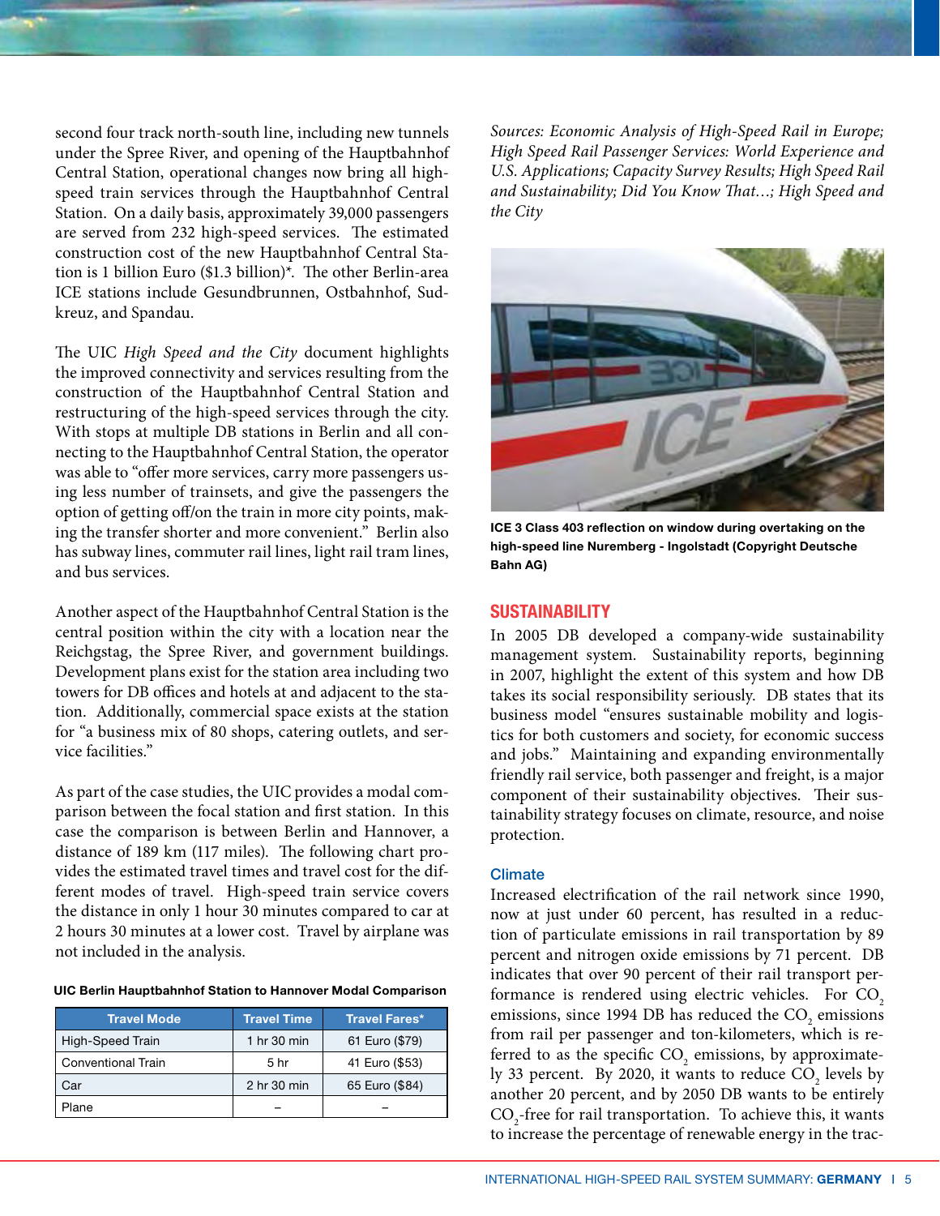second four track north-south line, including new tunnels under the Spree River, and opening of the Hauptbahnhof Central Station, operational changes now bring all high-speed train services through the Hauptbahnhof Central Station. On a daily basis, approximately 39,000 passengers are served from 232 high-speed services. The estimated construction cost of the new Hauptbahnhof Central Station is 1 billion Euro ($1.3 billion)*. The other Berlin-area ICE stations include Gesundbrunnen, Ostbahnhof, Sudkreuz, and Spandau.

The UIC *High Speed and the City* document highlights the improved connectivity and services resulting from the construction of the Hauptbahnhof Central Station and restructuring of the high-speed services through the city. With stops at multiple DB stations in Berlin and all connecting to the Hauptbahnhof Central Station, the operator was able to "offer more services, carry more passengers using less number of trainsets, and give the passengers the option of getting off/on the train in more city points, making the transfer shorter and more convenient." Berlin also has subway lines, commuter rail lines, light rail tram lines, and bus services.

Another aspect of the Hauptbahnhof Central Station is the central position within the city with a location near the Reichstgag, the Spree River, and government buildings. Development plans exist for the station area including two towers for DB offices and hotels at and adjacent to the station. Additionally, commercial space exists at the station for "a business mix of 80 shops, catering outlets, and service facilities."

As part of the case studies, the UIC provides a modal comparison between the focal station and first station. In this case the comparison is between Berlin and Hannover, a distance of 189 km (117 miles). The following chart provides the estimated travel times and travel cost for the different modes of travel. High-speed train service covers the distance in only 1 hour 30 minutes compared to car at 2 hours 30 minutes at a lower cost. Travel by airplane was not included in the analysis.

**UIC Berlin Hauptbahnhof Station to Hannover Modal Comparison**

| Travel Mode | Travel Time | Travel Fares* |
|---|---|---|
| High-Speed Train | 1 hr 30 min | 61 Euro ($79) |
| Conventional Train | 5 hr | 41 Euro ($53) |
| Car | 2 hr 30 min | 65 Euro ($84) |
| Plane | – | – |

*Sources: Economic Analysis of High-Speed Rail in Europe; High Speed Rail Passenger Services: World Experience and U.S. Applications; Capacity Survey Results; High Speed Rail and Sustainability; Did You Know That…; High Speed and the City*

**ICE 3 Class 403 reflection on window during overtaking on the high-speed line Nuremberg - Ingolstadt (Copyright Deutsche Bahn AG)**

## SUSTAINABILITY

In 2005 DB developed a company-wide sustainability management system. Sustainability reports, beginning in 2007, highlight the extent of this system and how DB takes its social responsibility seriously. DB states that its business model "ensures sustainable mobility and logistics for both customers and society, for economic success and jobs." Maintaining and expanding environmentally friendly rail service, both passenger and freight, is a major component of their sustainability objectives. Their sustainability strategy focuses on climate, resource, and noise protection.

### Climate

Increased electrification of the rail network since 1990, now at just under 60 percent, has resulted in a reduction of particulate emissions in rail transportation by 89 percent and nitrogen oxide emissions by 71 percent. DB indicates that over 90 percent of their rail transport performance is rendered using electric vehicles. For $CO_2$ emissions, since 1994 DB has reduced the $CO_2$ emissions from rail per passenger and ton-kilometers, which is referred to as the specific $CO_2$ emissions, by approximately 33 percent. By 2020, it wants to reduce $CO_2$ levels by another 20 percent, and by 2050 DB wants to be entirely $CO_2$-free for rail transportation. To achieve this, it wants to increase the percentage of renewable energy in the trac-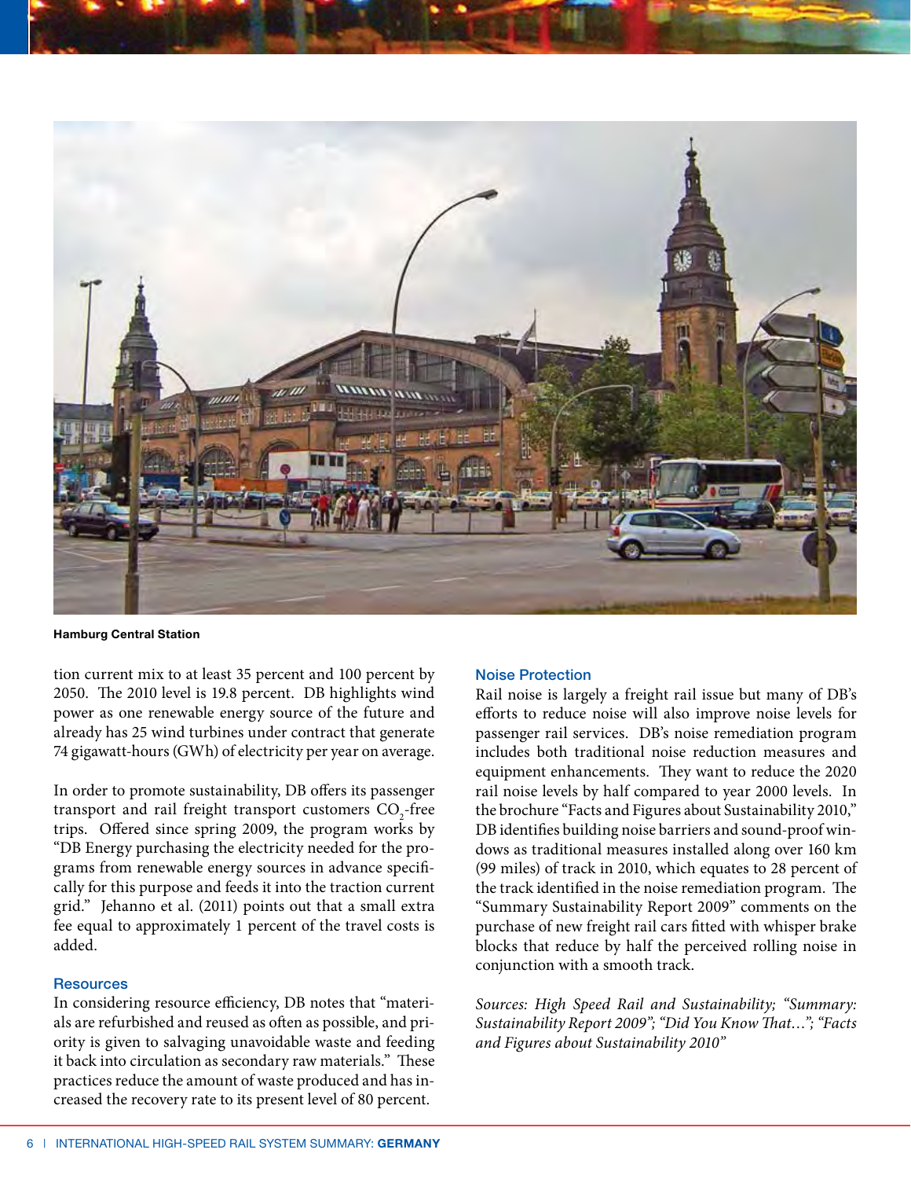Hamburg Central Station

tion current mix to at least 35 percent and 100 percent by 2050. The 2010 level is 19.8 percent. DB highlights wind power as one renewable energy source of the future and already has 25 wind turbines under contract that generate 74 gigawatt-hours (GWh) of electricity per year on average.

In order to promote sustainability, DB offers its passenger transport and rail freight transport customers $CO_2$-free trips. Offered since spring 2009, the program works by "DB Energy purchasing the electricity needed for the programs from renewable energy sources in advance specifically for this purpose and feeds it into the traction current grid." Jehanno et al. (2011) points out that a small extra fee equal to approximately 1 percent of the travel costs is added.

### Resources

In considering resource efficiency, DB notes that "materials are refurbished and reused as often as possible, and priority is given to salvaging unavoidable waste and feeding it back into circulation as secondary raw materials." These practices reduce the amount of waste produced and has increased the recovery rate to its present level of 80 percent.

### Noise Protection

Rail noise is largely a freight rail issue but many of DB's efforts to reduce noise will also improve noise levels for passenger rail services. DB's noise remediation program includes both traditional noise reduction measures and equipment enhancements. They want to reduce the 2020 rail noise levels by half compared to year 2000 levels. In the brochure "Facts and Figures about Sustainability 2010," DB identifies building noise barriers and sound-proof windows as traditional measures installed along over 160 km (99 miles) of track in 2010, which equates to 28 percent of the track identified in the noise remediation program. The "Summary Sustainability Report 2009" comments on the purchase of new freight rail cars fitted with whisper brake blocks that reduce by half the perceived rolling noise in conjunction with a smooth track.

*Sources: High Speed Rail and Sustainability; "Summary: Sustainability Report 2009"; "Did You Know That…"; "Facts and Figures about Sustainability 2010"*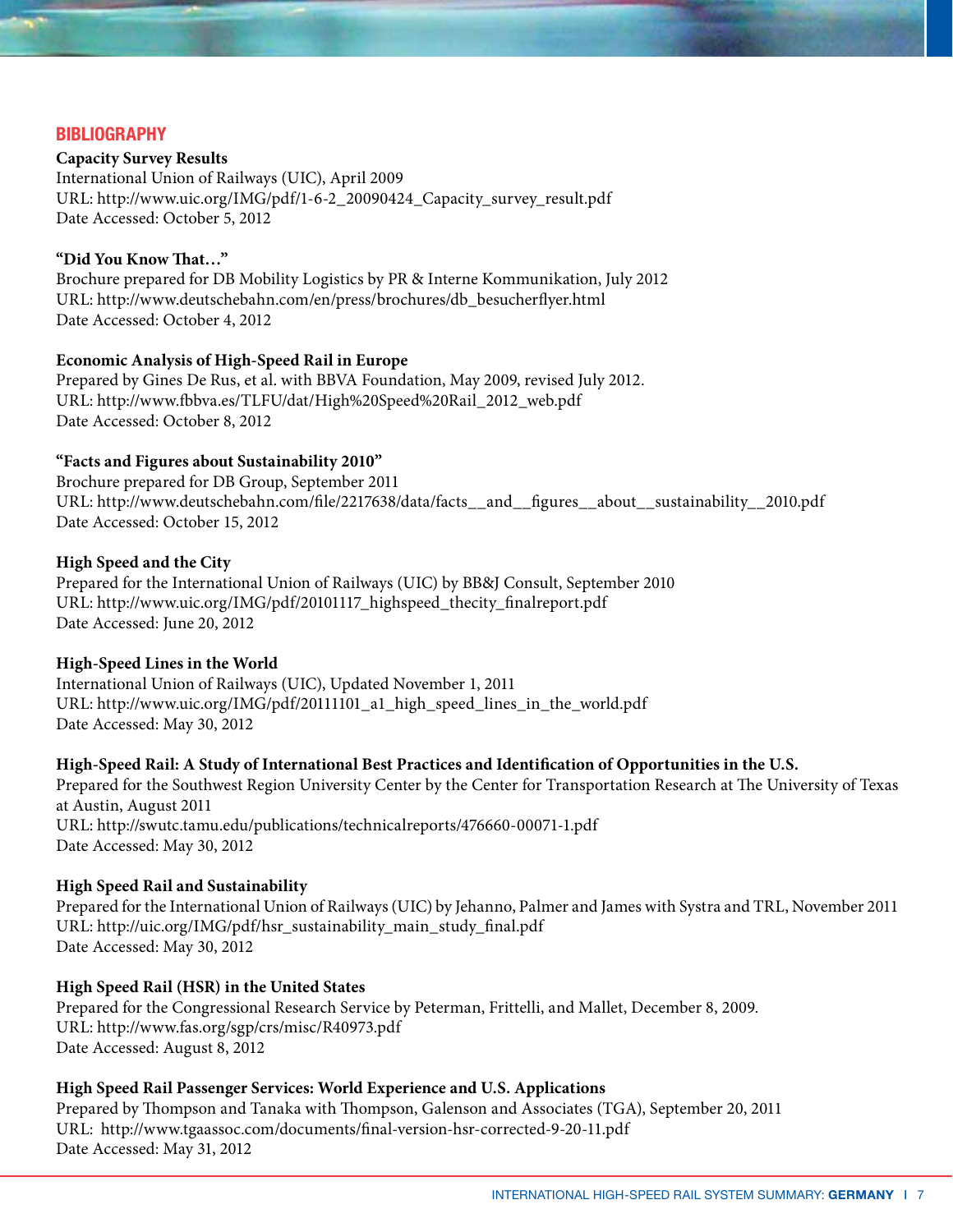## BIBLIOGRAPHY

**Capacity Survey Results**
International Union of Railways (UIC), April 2009
URL: http://www.uic.org/IMG/pdf/1-6-2_20090424_Capacity_survey_result.pdf
Date Accessed: October 5, 2012

**"Did You Know That…"**
Brochure prepared for DB Mobility Logistics by PR & Interne Kommunikation, July 2012
URL: http://www.deutschebahn.com/en/press/brochures/db_besucherflyer.html
Date Accessed: October 4, 2012

**Economic Analysis of High-Speed Rail in Europe**
Prepared by Gines De Rus, et al. with BBVA Foundation, May 2009, revised July 2012.
URL: http://www.fbbva.es/TLFU/dat/High%20Speed%20Rail_2012_web.pdf
Date Accessed: October 8, 2012

**"Facts and Figures about Sustainability 2010"**
Brochure prepared for DB Group, September 2011
URL: http://www.deutschebahn.com/file/2217638/data/facts__and__figures__about__sustainability__2010.pdf
Date Accessed: October 15, 2012

**High Speed and the City**
Prepared for the International Union of Railways (UIC) by BB&J Consult, September 2010
URL: http://www.uic.org/IMG/pdf/20101117_highspeed_thecity_finalreport.pdf
Date Accessed: June 20, 2012

**High-Speed Lines in the World**
International Union of Railways (UIC), Updated November 1, 2011
URL: http://www.uic.org/IMG/pdf/20111101_a1_high_speed_lines_in_the_world.pdf
Date Accessed: May 30, 2012

**High-Speed Rail: A Study of International Best Practices and Identification of Opportunities in the U.S.**
Prepared for the Southwest Region University Center by the Center for Transportation Research at The University of Texas at Austin, August 2011
URL: http://swutc.tamu.edu/publications/technicalreports/476660-00071-1.pdf
Date Accessed: May 30, 2012

**High Speed Rail and Sustainability**
Prepared for the International Union of Railways (UIC) by Jehanno, Palmer and James with Systra and TRL, November 2011
URL: http://uic.org/IMG/pdf/hsr_sustainability_main_study_final.pdf
Date Accessed: May 30, 2012

**High Speed Rail (HSR) in the United States**
Prepared for the Congressional Research Service by Peterman, Frittelli, and Mallet, December 8, 2009.
URL: http://www.fas.org/sgp/crs/misc/R40973.pdf
Date Accessed: August 8, 2012

**High Speed Rail Passenger Services: World Experience and U.S. Applications**
Prepared by Thompson and Tanaka with Thompson, Galenson and Associates (TGA), September 20, 2011
URL: http://www.tgaassoc.com/documents/final-version-hsr-corrected-9-20-11.pdf
Date Accessed: May 31, 2012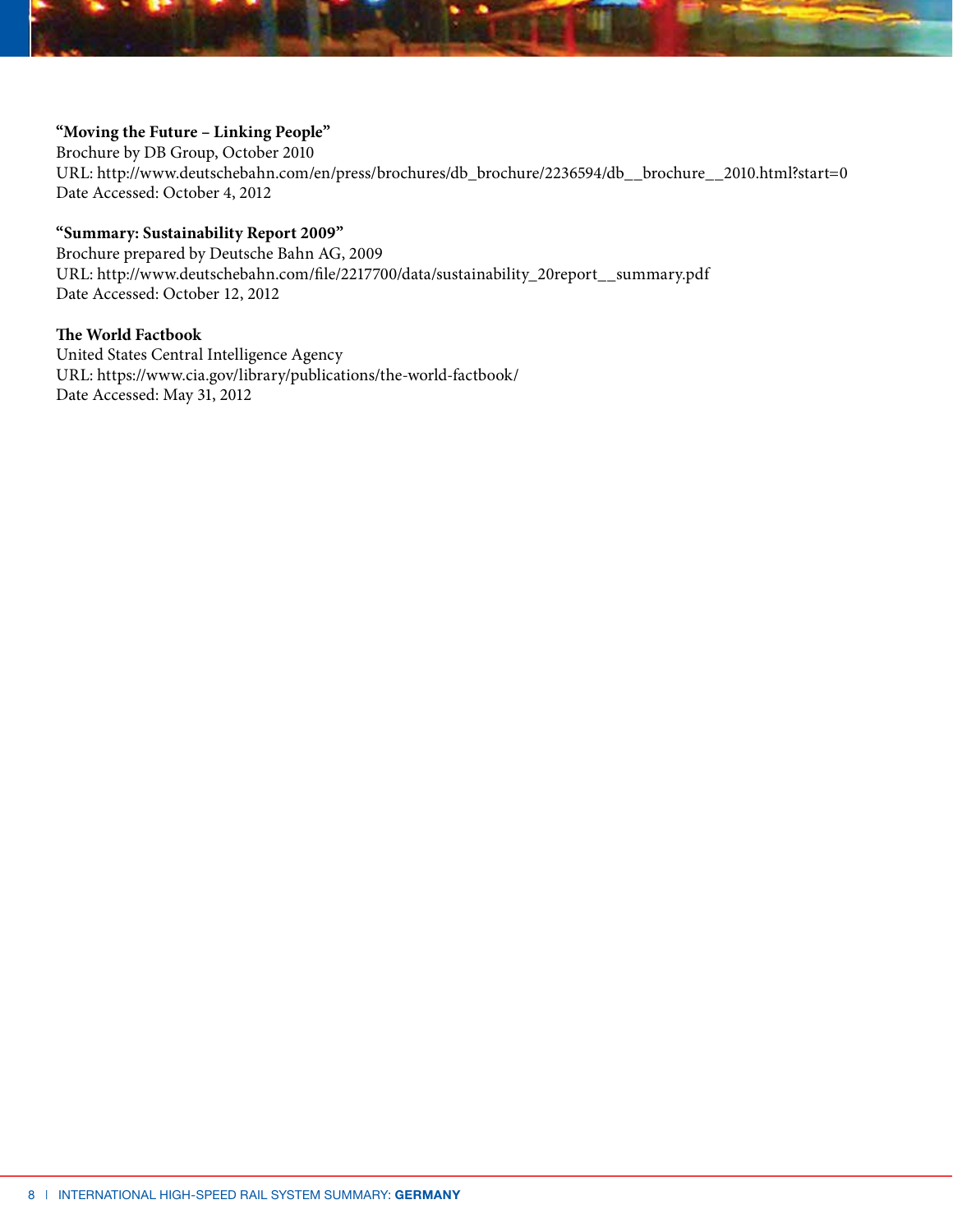**"Moving the Future – Linking People"**
Brochure by DB Group, October 2010
URL: http://www.deutschebahn.com/en/press/brochures/db_brochure/2236594/db__brochure__2010.html?start=0
Date Accessed: October 4, 2012

**"Summary: Sustainability Report 2009"**
Brochure prepared by Deutsche Bahn AG, 2009
URL: http://www.deutschebahn.com/file/2217700/data/sustainability_20report__summary.pdf
Date Accessed: October 12, 2012

**The World Factbook**
United States Central Intelligence Agency
URL: https://www.cia.gov/library/publications/the-world-factbook/
Date Accessed: May 31, 2012